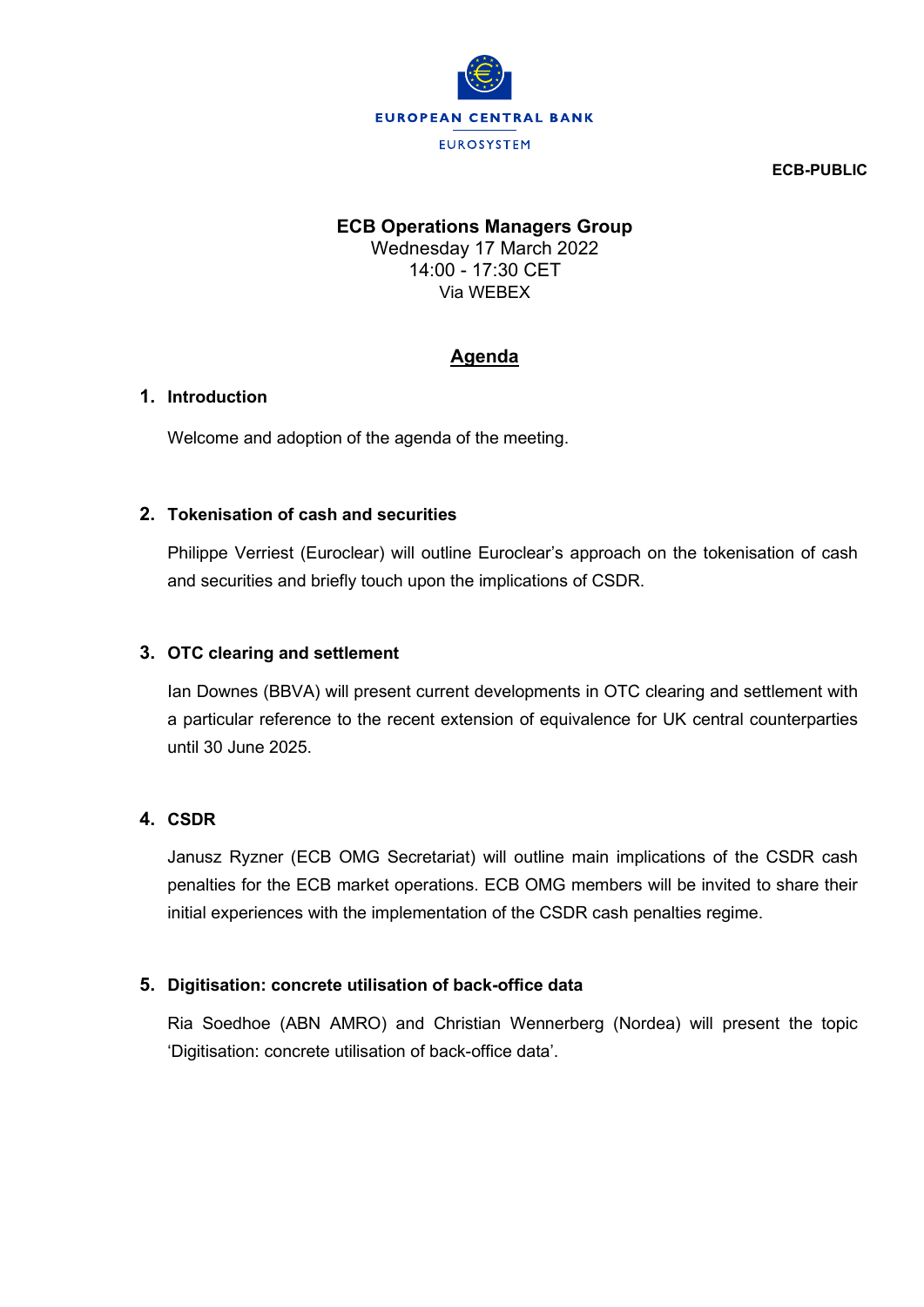EUROPEAN CENTRAL BANK

EUROSYSTEM

**ECB-PUBLIC**

**ECB Operations Managers Group**
Wednesday 17 March 2022
14:00 - 17:30 CET
Via WEBEX

## Agenda

### 1. Introduction

Welcome and adoption of the agenda of the meeting.

### 2. Tokenisation of cash and securities

Philippe Verriest (Euroclear) will outline Euroclear's approach on the tokenisation of cash and securities and briefly touch upon the implications of CSDR.

### 3. OTC clearing and settlement

Ian Downes (BBVA) will present current developments in OTC clearing and settlement with a particular reference to the recent extension of equivalence for UK central counterparties until 30 June 2025.

### 4. CSDR

Janusz Ryzner (ECB OMG Secretariat) will outline main implications of the CSDR cash penalties for the ECB market operations. ECB OMG members will be invited to share their initial experiences with the implementation of the CSDR cash penalties regime.

### 5. Digitisation: concrete utilisation of back-office data

Ria Soedhoe (ABN AMRO) and Christian Wennerberg (Nordea) will present the topic 'Digitisation: concrete utilisation of back-office data'.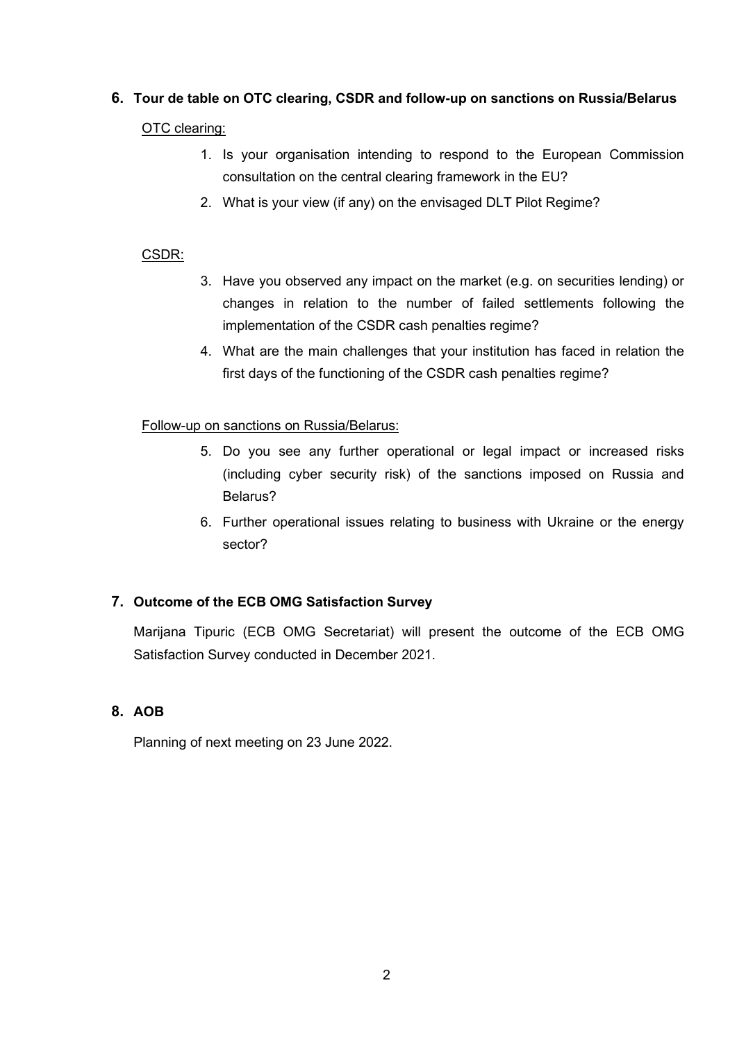## 6. Tour de table on OTC clearing, CSDR and follow-up on sanctions on Russia/Belarus

OTC clearing:

1. Is your organisation intending to respond to the European Commission consultation on the central clearing framework in the EU?
2. What is your view (if any) on the envisaged DLT Pilot Regime?

CSDR:

3. Have you observed any impact on the market (e.g. on securities lending) or changes in relation to the number of failed settlements following the implementation of the CSDR cash penalties regime?
4. What are the main challenges that your institution has faced in relation the first days of the functioning of the CSDR cash penalties regime?

Follow-up on sanctions on Russia/Belarus:

5. Do you see any further operational or legal impact or increased risks (including cyber security risk) of the sanctions imposed on Russia and Belarus?
6. Further operational issues relating to business with Ukraine or the energy sector?

## 7. Outcome of the ECB OMG Satisfaction Survey

Marijana Tipuric (ECB OMG Secretariat) will present the outcome of the ECB OMG Satisfaction Survey conducted in December 2021.

## 8. AOB

Planning of next meeting on 23 June 2022.